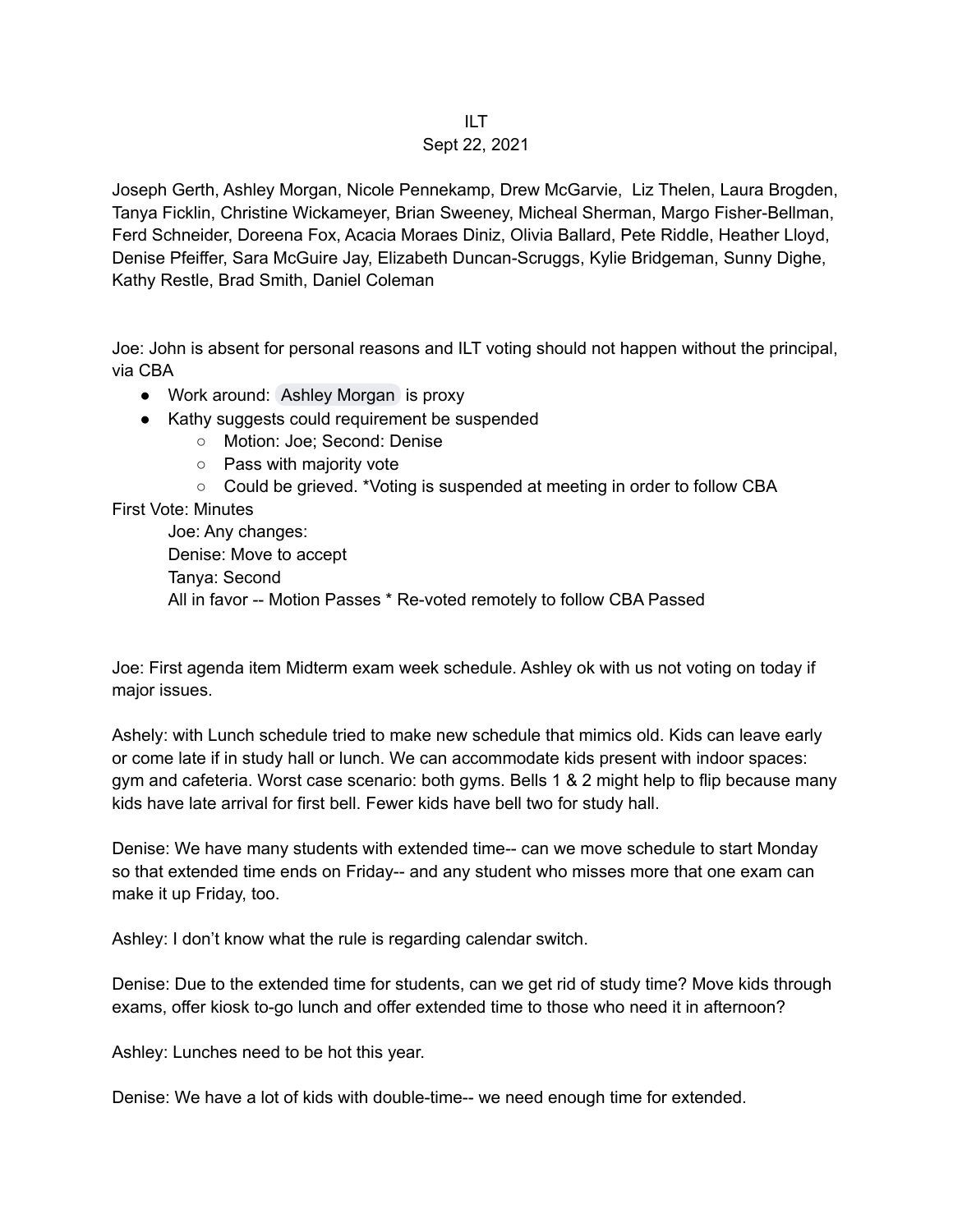ILT

Sept 22, 2021

Joseph Gerth, Ashley Morgan, Nicole Pennekamp, Drew McGarvie, Liz Thelen, Laura Brogden, Tanya Ficklin, Christine Wickameyer, Brian Sweeney, Micheal Sherman, Margo Fisher-Bellman, Ferd Schneider, Doreena Fox, Acacia Moraes Diniz, Olivia Ballard, Pete Riddle, Heather Lloyd, Denise Pfeiffer, Sara McGuire Jay, Elizabeth Duncan-Scruggs, Kylie Bridgeman, Sunny Dighe, Kathy Restle, Brad Smith, Daniel Coleman

Joe: John is absent for personal reasons and ILT voting should not happen without the principal, via CBA

- Work around: Ashley Morgan is proxy
- Kathy suggests could requirement be suspended
  - Motion: Joe; Second: Denise
  - Pass with majority vote
  - Could be grieved. *Voting is suspended at meeting in order to follow CBA

First Vote: Minutes

Joe: Any changes:

Denise: Move to accept

Tanya: Second

All in favor -- Motion Passes * Re-voted remotely to follow CBA Passed

Joe: First agenda item Midterm exam week schedule. Ashley ok with us not voting on today if major issues.

Ashely: with Lunch schedule tried to make new schedule that mimics old. Kids can leave early or come late if in study hall or lunch. We can accommodate kids present with indoor spaces: gym and cafeteria. Worst case scenario: both gyms. Bells 1 & 2 might help to flip because many kids have late arrival for first bell. Fewer kids have bell two for study hall.

Denise: We have many students with extended time-- can we move schedule to start Monday so that extended time ends on Friday-- and any student who misses more that one exam can make it up Friday, too.

Ashley: I don't know what the rule is regarding calendar switch.

Denise: Due to the extended time for students, can we get rid of study time? Move kids through exams, offer kiosk to-go lunch and offer extended time to those who need it in afternoon?

Ashley: Lunches need to be hot this year.

Denise: We have a lot of kids with double-time-- we need enough time for extended.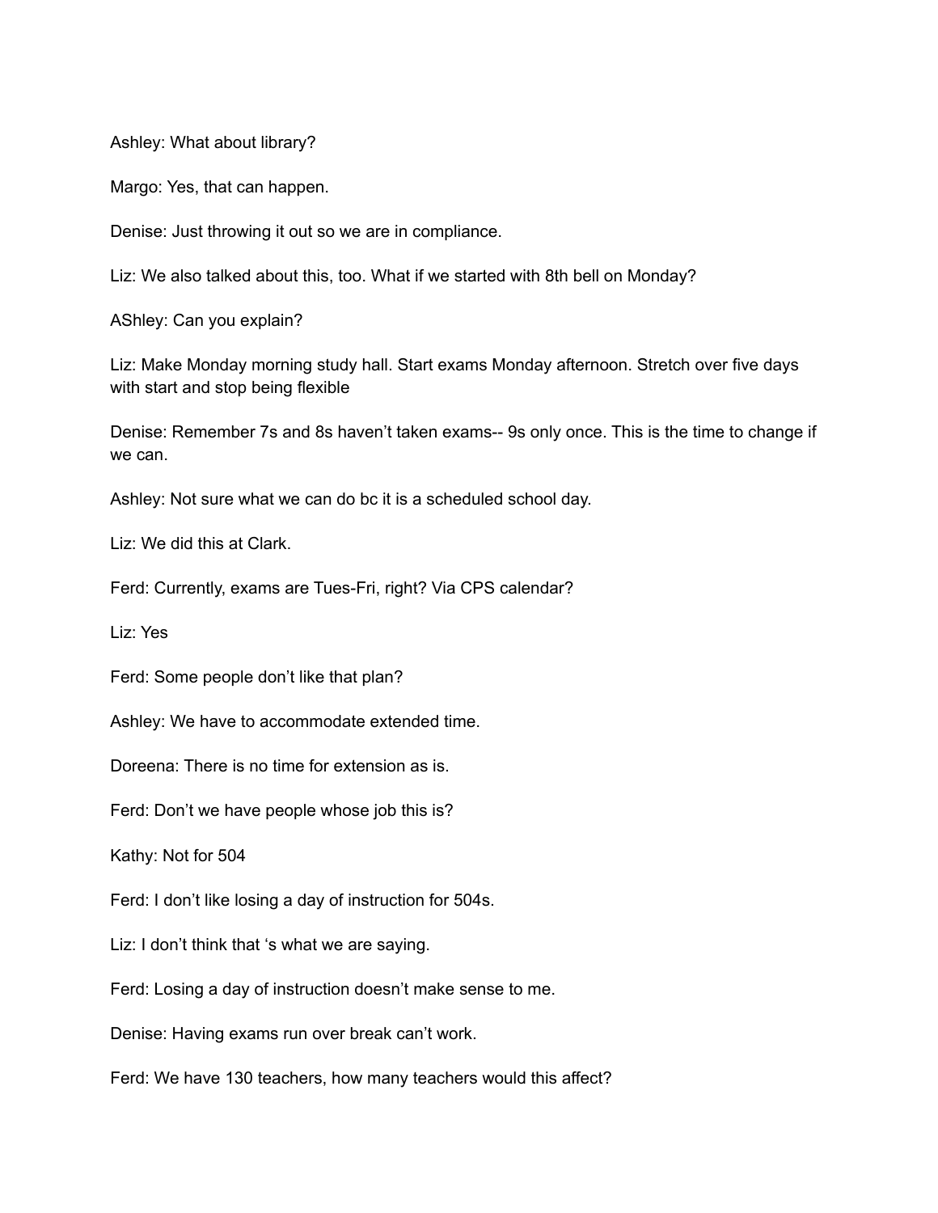Ashley: What about library?

Margo: Yes, that can happen.

Denise: Just throwing it out so we are in compliance.

Liz: We also talked about this, too. What if we started with 8th bell on Monday?

AShley: Can you explain?

Liz: Make Monday morning study hall. Start exams Monday afternoon. Stretch over five days with start and stop being flexible

Denise: Remember 7s and 8s haven't taken exams-- 9s only once. This is the time to change if we can.

Ashley: Not sure what we can do bc it is a scheduled school day.

Liz: We did this at Clark.

Ferd: Currently, exams are Tues-Fri, right? Via CPS calendar?

Liz: Yes

Ferd: Some people don't like that plan?

Ashley: We have to accommodate extended time.

Doreena: There is no time for extension as is.

Ferd: Don't we have people whose job this is?

Kathy: Not for 504

Ferd: I don't like losing a day of instruction for 504s.

Liz: I don't think that 's what we are saying.

Ferd: Losing a day of instruction doesn't make sense to me.

Denise: Having exams run over break can't work.

Ferd: We have 130 teachers, how many teachers would this affect?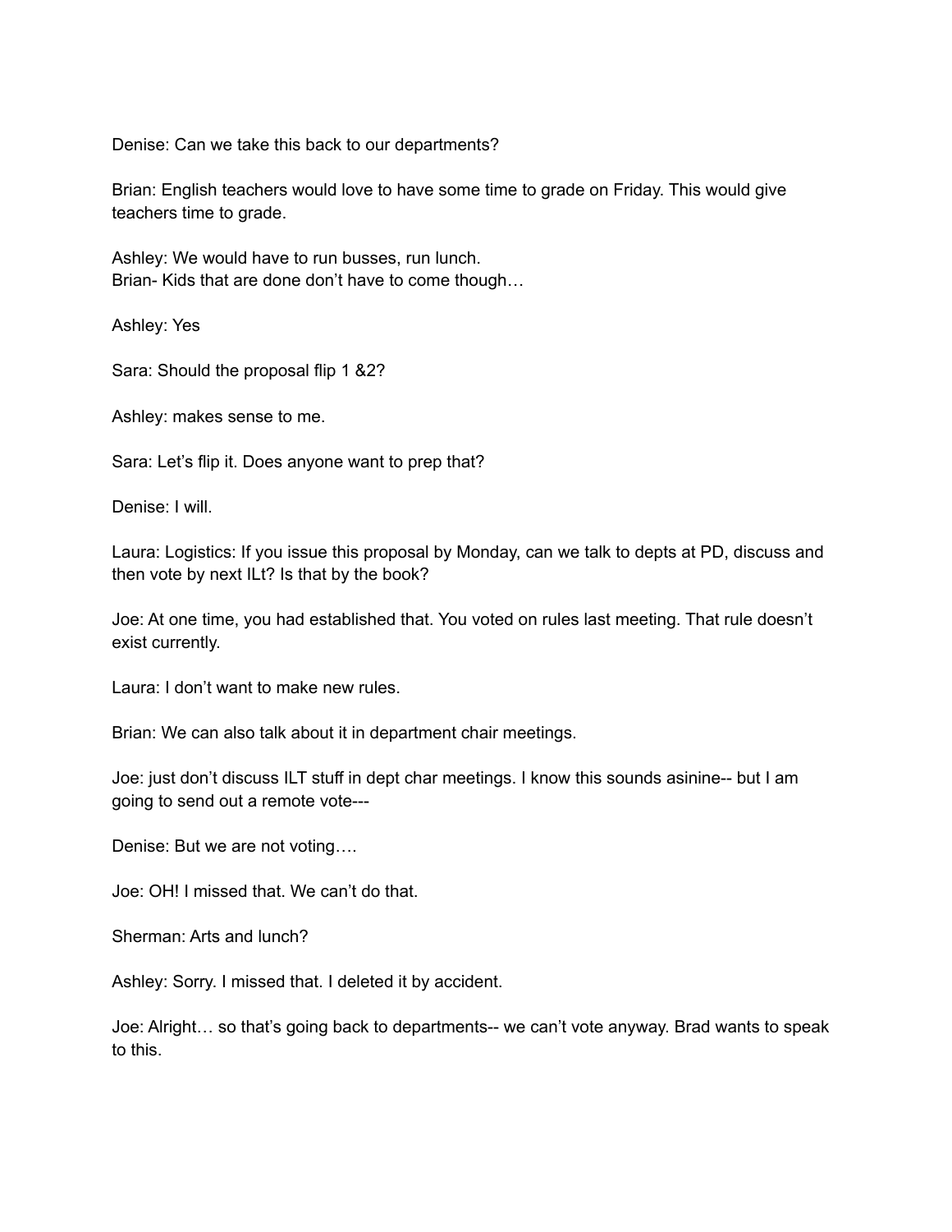Denise: Can we take this back to our departments?

Brian: English teachers would love to have some time to grade on Friday. This would give teachers time to grade.

Ashley: We would have to run busses, run lunch.
Brian- Kids that are done don't have to come though…

Ashley: Yes

Sara: Should the proposal flip 1 &2?

Ashley: makes sense to me.

Sara: Let's flip it. Does anyone want to prep that?

Denise: I will.

Laura: Logistics: If you issue this proposal by Monday, can we talk to depts at PD, discuss and then vote by next ILt? Is that by the book?

Joe: At one time, you had established that. You voted on rules last meeting. That rule doesn't exist currently.

Laura: I don't want to make new rules.

Brian: We can also talk about it in department chair meetings.

Joe: just don't discuss ILT stuff in dept char meetings. I know this sounds asinine-- but I am going to send out a remote vote---

Denise: But we are not voting….

Joe: OH! I missed that. We can't do that.

Sherman: Arts and lunch?

Ashley: Sorry. I missed that. I deleted it by accident.

Joe: Alright… so that's going back to departments-- we can't vote anyway. Brad wants to speak to this.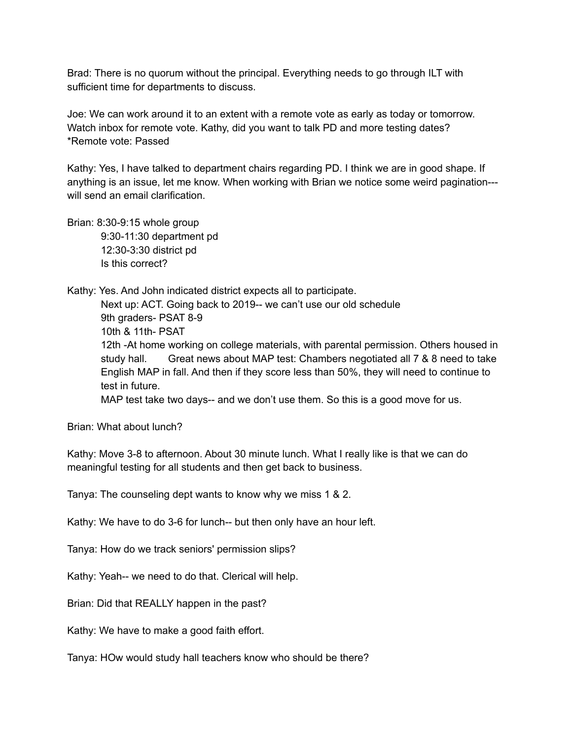Brad: There is no quorum without the principal. Everything needs to go through ILT with sufficient time for departments to discuss.

Joe: We can work around it to an extent with a remote vote as early as today or tomorrow. Watch inbox for remote vote. Kathy, did you want to talk PD and more testing dates?
*Remote vote: Passed

Kathy: Yes, I have talked to department chairs regarding PD. I think we are in good shape. If anything is an issue, let me know. When working with Brian we notice some weird pagination--- will send an email clarification.

Brian: 8:30-9:15 whole group
    9:30-11:30 department pd
    12:30-3:30 district pd
    Is this correct?

Kathy: Yes. And John indicated district expects all to participate.
    Next up: ACT. Going back to 2019-- we can't use our old schedule
    9th graders- PSAT 8-9
    10th & 11th- PSAT
    12th -At home working on college materials, with parental permission. Others housed in study hall.    Great news about MAP test: Chambers negotiated all 7 & 8 need to take English MAP in fall. And then if they score less than 50%, they will need to continue to test in future.
    MAP test take two days-- and we don't use them. So this is a good move for us.

Brian: What about lunch?

Kathy: Move 3-8 to afternoon. About 30 minute lunch. What I really like is that we can do meaningful testing for all students and then get back to business.

Tanya: The counseling dept wants to know why we miss 1 & 2.

Kathy: We have to do 3-6 for lunch-- but then only have an hour left.

Tanya: How do we track seniors' permission slips?

Kathy: Yeah-- we need to do that. Clerical will help.

Brian: Did that REALLY happen in the past?

Kathy: We have to make a good faith effort.

Tanya: HOw would study hall teachers know who should be there?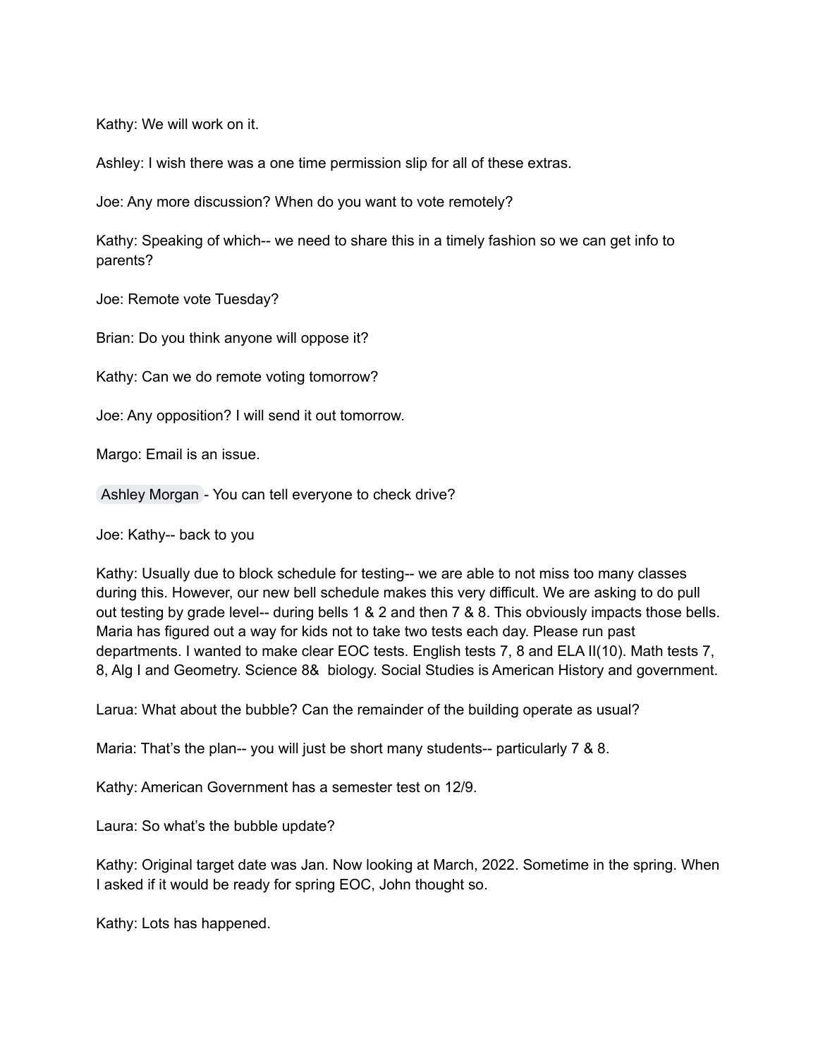Kathy: We will work on it.

Ashley: I wish there was a one time permission slip for all of these extras.

Joe: Any more discussion? When do you want to vote remotely?

Kathy: Speaking of which-- we need to share this in a timely fashion so we can get info to parents?

Joe: Remote vote Tuesday?

Brian: Do you think anyone will oppose it?

Kathy: Can we do remote voting tomorrow?

Joe: Any opposition? I will send it out tomorrow.

Margo: Email is an issue.

Ashley Morgan - You can tell everyone to check drive?

Joe: Kathy-- back to you

Kathy: Usually due to block schedule for testing-- we are able to not miss too many classes during this. However, our new bell schedule makes this very difficult. We are asking to do pull out testing by grade level-- during bells 1 & 2 and then 7 & 8. This obviously impacts those bells. Maria has figured out a way for kids not to take two tests each day. Please run past departments. I wanted to make clear EOC tests. English tests 7, 8 and ELA II(10). Math tests 7, 8, Alg I and Geometry. Science 8& biology. Social Studies is American History and government.

Larua: What about the bubble? Can the remainder of the building operate as usual?

Maria: That's the plan-- you will just be short many students-- particularly 7 & 8.

Kathy: American Government has a semester test on 12/9.

Laura: So what's the bubble update?

Kathy: Original target date was Jan. Now looking at March, 2022. Sometime in the spring. When I asked if it would be ready for spring EOC, John thought so.

Kathy: Lots has happened.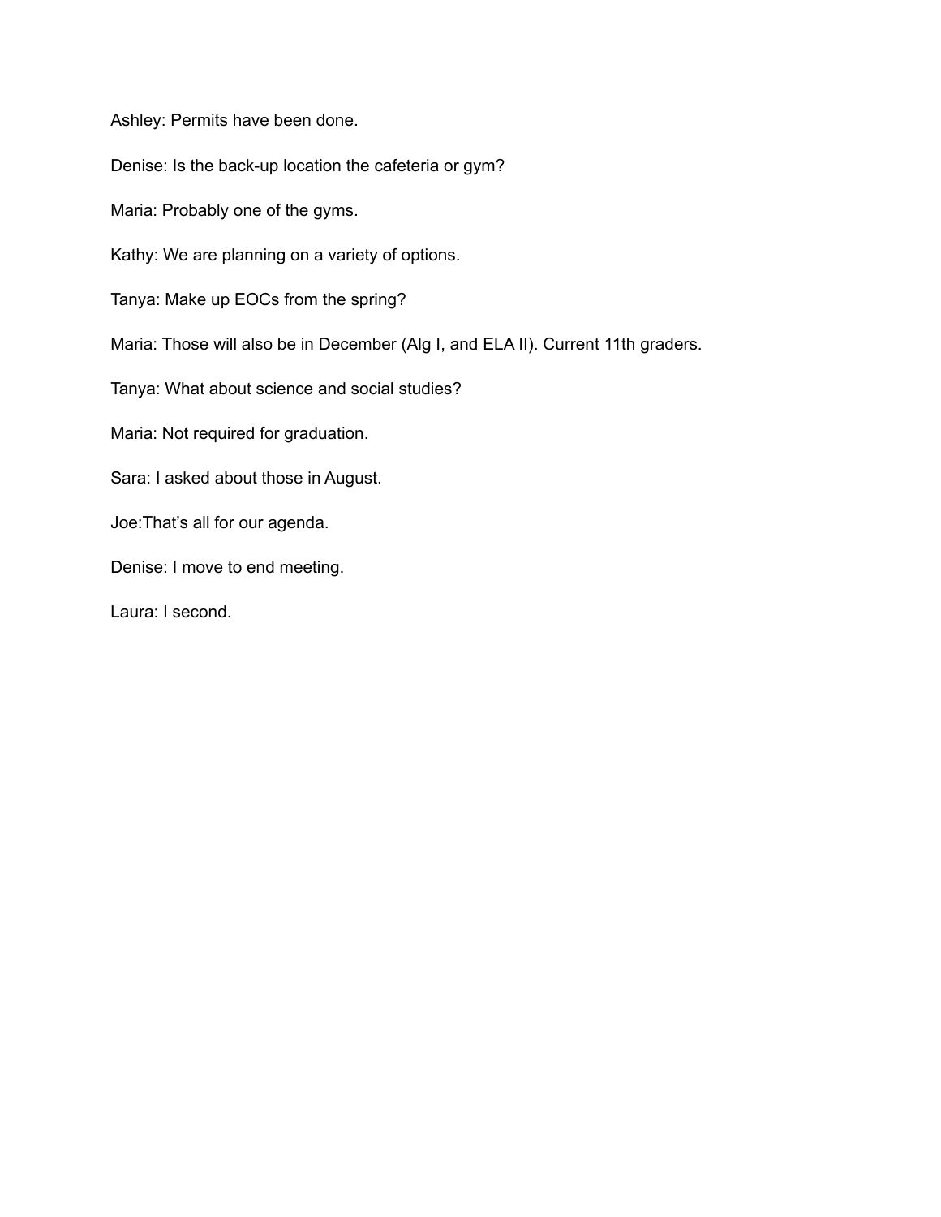Ashley: Permits have been done.

Denise: Is the back-up location the cafeteria or gym?

Maria: Probably one of the gyms.

Kathy: We are planning on a variety of options.

Tanya: Make up EOCs from the spring?

Maria: Those will also be in December (Alg I, and ELA II). Current 11th graders.

Tanya: What about science and social studies?

Maria: Not required for graduation.

Sara: I asked about those in August.

Joe:That's all for our agenda.

Denise: I move to end meeting.

Laura: I second.